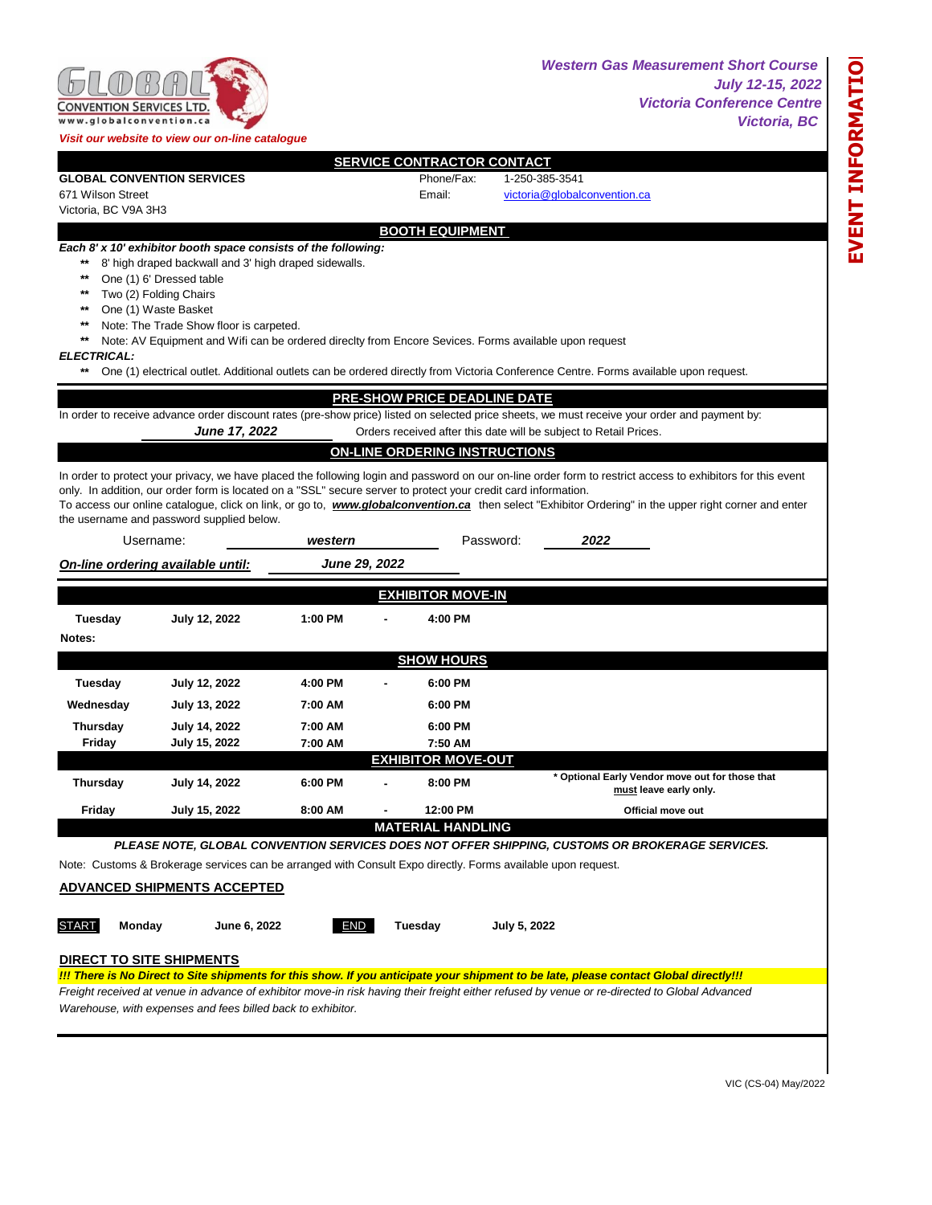GLOBAL CONVENTION SERVICES LTD.
www.globalconvention.ca

*Visit our website to view our on-line catalogue*

**EVENT INFORMATION**

***Western Gas Measurement Short Course***
***July 12-15, 2022***
***Victoria Conference Centre***
***Victoria, BC***

## SERVICE CONTRACTOR CONTACT

**GLOBAL CONVENTION SERVICES**
671 Wilson Street
Victoria, BC V9A 3H3

Phone/Fax: 1-250-385-3541
Email: victoria@globalconvention.ca

## BOOTH EQUIPMENT

***Each 8' x 10' exhibitor booth space consists of the following:***

- ** 8' high draped backwall and 3' high draped sidewalls.
- ** One (1) 6' Dressed table
- ** Two (2) Folding Chairs
- ** One (1) Waste Basket
- ** Note: The Trade Show floor is carpeted.
- ** Note: AV Equipment and Wifi can be ordered direclty from Encore Sevices. Forms available upon request

***ELECTRICAL:***

- ** One (1) electrical outlet. Additional outlets can be ordered directly from Victoria Conference Centre. Forms available upon request.

## PRE-SHOW PRICE DEADLINE DATE

In order to receive advance order discount rates (pre-show price) listed on selected price sheets, we must receive your order and payment by:

***June 17, 2022*** Orders received after this date will be subject to Retail Prices.

## ON-LINE ORDERING INSTRUCTIONS

In order to protect your privacy, we have placed the following login and password on our on-line order form to restrict access to exhibitors for this event only. In addition, our order form is located on a "SSL" secure server to protect your credit card information.
To access our online catalogue, click on link, or go to, ***www.globalconvention.ca*** then select "Exhibitor Ordering" in the upper right corner and enter the username and password supplied below.

Username: ***western*** Password: ***2022***

***On-line ordering available until:*** ***June 29, 2022***

## EXHIBITOR MOVE-IN

| | | | | |
|---|---|---|---|---|
| **Tuesday** | **July 12, 2022** | **1:00 PM** | **-** | **4:00 PM** |

**Notes:**

## SHOW HOURS

| | | | | |
|---|---|---|---|---|
| **Tuesday** | **July 12, 2022** | **4:00 PM** | **-** | **6:00 PM** |
| **Wednesday** | **July 13, 2022** | **7:00 AM** | | **6:00 PM** |
| **Thursday** | **July 14, 2022** | **7:00 AM** | | **6:00 PM** |
| **Friday** | **July 15, 2022** | **7:00 AM** | | **7:50 AM** |

## EXHIBITOR MOVE-OUT

| | | | | | |
|---|---|---|---|---|---|
| **Thursday** | **July 14, 2022** | **6:00 PM** | **-** | **8:00 PM** | *** Optional Early Vendor move out for those that must leave early only.** |
| **Friday** | **July 15, 2022** | **8:00 AM** | **-** | **12:00 PM** | **Official move out** |

## MATERIAL HANDLING

***PLEASE NOTE, GLOBAL CONVENTION SERVICES DOES NOT OFFER SHIPPING, CUSTOMS OR BROKERAGE SERVICES.***

Note: Customs & Brokerage services can be arranged with Consult Expo directly. Forms available upon request.

**ADVANCED SHIPMENTS ACCEPTED**

START **Monday** **June 6, 2022** END **Tuesday** **July 5, 2022**

**DIRECT TO SITE SHIPMENTS**

***!!! There is No Direct to Site shipments for this show. If you anticipate your shipment to be late, please contact Global directly!!!***

*Freight received at venue in advance of exhibitor move-in risk having their freight either refused by venue or re-directed to Global Advanced Warehouse, with expenses and fees billed back to exhibitor.*

VIC (CS-04) May/2022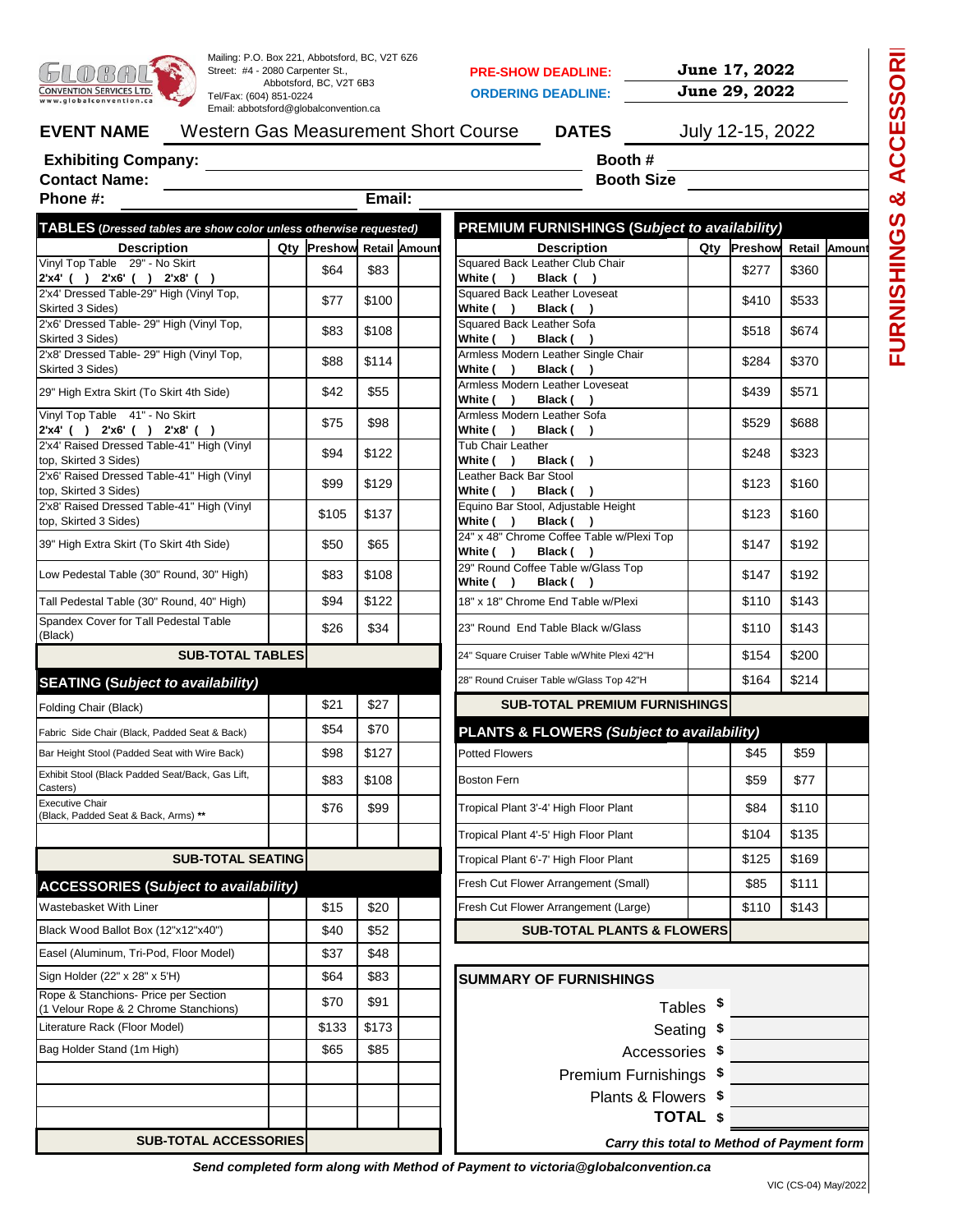GLOBAL CONVENTION SERVICES LTD. www.globalconvention.ca

Mailing: P.O. Box 221, Abbotsford, BC, V2T 6Z6
Street: #4 - 2080 Carpenter St., Abbotsford, BC, V2T 6B3
Tel/Fax: (604) 851-0224
Email: abbotsford@globalconvention.ca

**PRE-SHOW DEADLINE:** June 17, 2022
**ORDERING DEADLINE:** June 29, 2022

# FURNISHINGS & ACCESSORIES

**EVENT NAME** Western Gas Measurement Short Course **DATES** July 12-15, 2022

**Exhibiting Company:** ______________________ **Booth #** ________
**Contact Name:** ______________________ **Booth Size** ________
**Phone #:** ______________ **Email:** ______________

## TABLES (Dressed tables are show color unless otherwise requested)

| Description | Qty | Preshow | Retail | Amount |
|---|---|---|---|---|
| Vinyl Top Table 29" - No Skirt 2'x4' ( ) 2'x6' ( ) 2'x8' ( ) | | $64 | $83 | |
| 2'x4' Dressed Table-29" High (Vinyl Top, Skirted 3 Sides) | | $77 | $100 | |
| 2'x6' Dressed Table- 29" High (Vinyl Top, Skirted 3 Sides) | | $83 | $108 | |
| 2'x8' Dressed Table- 29" High (Vinyl Top, Skirted 3 Sides) | | $88 | $114 | |
| 29" High Extra Skirt (To Skirt 4th Side) | | $42 | $55 | |
| Vinyl Top Table 41" - No Skirt 2'x4' ( ) 2'x6' ( ) 2'x8' ( ) | | $75 | $98 | |
| 2'x4' Raised Dressed Table-41" High (Vinyl top, Skirted 3 Sides) | | $94 | $122 | |
| 2'x6' Raised Dressed Table-41" High (Vinyl top, Skirted 3 Sides) | | $99 | $129 | |
| 2'x8' Raised Dressed Table-41" High (Vinyl top, Skirted 3 Sides) | | $105 | $137 | |
| 39" High Extra Skirt (To Skirt 4th Side) | | $50 | $65 | |
| Low Pedestal Table (30" Round, 30" High) | | $83 | $108 | |
| Tall Pedestal Table (30" Round, 40" High) | | $94 | $122 | |
| Spandex Cover for Tall Pedestal Table (Black) | | $26 | $34 | |
| **SUB-TOTAL TABLES** | | | | |

## SEATING (Subject to availability)

| Description | Qty | Preshow | Retail | Amount |
|---|---|---|---|---|
| Folding Chair (Black) | | $21 | $27 | |
| Fabric Side Chair (Black, Padded Seat & Back) | | $54 | $70 | |
| Bar Height Stool (Padded Seat with Wire Back) | | $98 | $127 | |
| Exhibit Stool (Black Padded Seat/Back, Gas Lift, Casters) | | $83 | $108 | |
| Executive Chair (Black, Padded Seat & Back, Arms) ** | | $76 | $99 | |
| | | | | |
| **SUB-TOTAL SEATING** | | | | |

## ACCESSORIES (Subject to availability)

| Description | Qty | Preshow | Retail | Amount |
|---|---|---|---|---|
| Wastebasket With Liner | | $15 | $20 | |
| Black Wood Ballot Box (12"x12"x40") | | $40 | $52 | |
| Easel (Aluminum, Tri-Pod, Floor Model) | | $37 | $48 | |
| Sign Holder (22" x 28" x 5'H) | | $64 | $83 | |
| Rope & Stanchions- Price per Section (1 Velour Rope & 2 Chrome Stanchions) | | $70 | $91 | |
| Literature Rack (Floor Model) | | $133 | $173 | |
| Bag Holder Stand (1m High) | | $65 | $85 | |
| | | | | |
| | | | | |
| | | | | |
| **SUB-TOTAL ACCESSORIES** | | | | |

## PREMIUM FURNISHINGS (Subject to availability)

| Description | Qty | Preshow | Retail | Amount |
|---|---|---|---|---|
| Squared Back Leather Club Chair White ( ) Black ( ) | | $277 | $360 | |
| Squared Back Leather Loveseat White ( ) Black ( ) | | $410 | $533 | |
| Squared Back Leather Sofa White ( ) Black ( ) | | $518 | $674 | |
| Armless Modern Leather Single Chair White ( ) Black ( ) | | $284 | $370 | |
| Armless Modern Leather Loveseat White ( ) Black ( ) | | $439 | $571 | |
| Armless Modern Leather Sofa White ( ) Black ( ) | | $529 | $688 | |
| Tub Chair Leather White ( ) Black ( ) | | $248 | $323 | |
| Leather Back Bar Stool White ( ) Black ( ) | | $123 | $160 | |
| Equino Bar Stool, Adjustable Height White ( ) Black ( ) | | $123 | $160 | |
| 24" x 48" Chrome Coffee Table w/Plexi Top White ( ) Black ( ) | | $147 | $192 | |
| 29" Round Coffee Table w/Glass Top White ( ) Black ( ) | | $147 | $192 | |
| 18" x 18" Chrome End Table w/Plexi | | $110 | $143 | |
| 23" Round End Table Black w/Glass | | $110 | $143 | |
| 24" Square Cruiser Table w/White Plexi 42"H | | $154 | $200 | |
| 28" Round Cruiser Table w/Glass Top 42"H | | $164 | $214 | |
| **SUB-TOTAL PREMIUM FURNISHINGS** | | | | |

## PLANTS & FLOWERS (Subject to availability)

| Description | Qty | Preshow | Retail | Amount |
|---|---|---|---|---|
| Potted Flowers | | $45 | $59 | |
| Boston Fern | | $59 | $77 | |
| Tropical Plant 3'-4' High Floor Plant | | $84 | $110 | |
| Tropical Plant 4'-5' High Floor Plant | | $104 | $135 | |
| Tropical Plant 6'-7' High Floor Plant | | $125 | $169 | |
| Fresh Cut Flower Arrangement (Small) | | $85 | $111 | |
| Fresh Cut Flower Arrangement (Large) | | $110 | $143 | |
| **SUB-TOTAL PLANTS & FLOWERS** | | | | |

## SUMMARY OF FURNISHINGS

| | |
|---|---|
| Tables | $ |
| Seating | $ |
| Accessories | $ |
| Premium Furnishings | $ |
| Plants & Flowers | $ |
| **TOTAL** | $ |

***Carry this total to Method of Payment form***

***Send completed form along with Method of Payment to victoria@globalconvention.ca***

VIC (CS-04) May/2022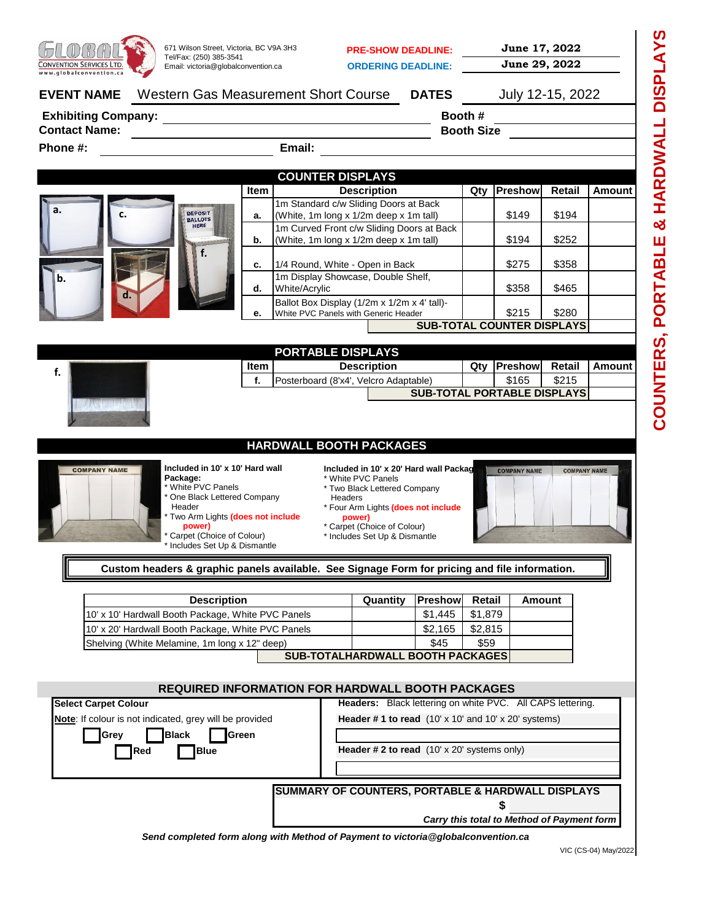GLOBAL CONVENTION SERVICES LTD.
www.globalconvention.ca

671 Wilson Street, Victoria, BC V9A 3H3
Tel/Fax: (250) 385-3541
Email: victoria@globalconvention.ca

**PRE-SHOW DEADLINE:** June 17, 2022
**ORDERING DEADLINE:** June 29, 2022

**EVENT NAME** Western Gas Measurement Short Course **DATES** July 12-15, 2022

**Exhibiting Company:** ______________________ **Booth #** ________

**Contact Name:** ______________________ **Booth Size** ________

**Phone #:** ______________________ **Email:** ______________________

# COUNTERS, PORTABLE & HARDWALL DISPLAYS

## COUNTER DISPLAYS

| Item | Description | Qty | Preshow | Retail | Amount |
|---|---|---|---|---|---|
| a. | 1m Standard c/w Sliding Doors at Back (White, 1m long x 1/2m deep x 1m tall) | | $149 | $194 | |
| b. | 1m Curved Front c/w Sliding Doors at Back (White, 1m long x 1/2m deep x 1m tall) | | $194 | $252 | |
| c. | 1/4 Round, White - Open in Back | | $275 | $358 | |
| d. | 1m Display Showcase, Double Shelf, White/Acrylic | | $358 | $465 | |
| e. | Ballot Box Display (1/2m x 1/2m x 4' tall)- White PVC Panels with Generic Header | | $215 | $280 | |
| | **SUB-TOTAL COUNTER DISPLAYS** | | | | |

## PORTABLE DISPLAYS

| Item | Description | Qty | Preshow | Retail | Amount |
|---|---|---|---|---|---|
| f. | Posterboard (8'x4', Velcro Adaptable) | | $165 | $215 | |
| | **SUB-TOTAL PORTABLE DISPLAYS** | | | | |

## HARDWALL BOOTH PACKAGES

**Included in 10' x 10' Hard wall Package:**
- White PVC Panels
- One Black Lettered Company Header
- Two Arm Lights **(does not include power)**
- Carpet (Choice of Colour)
- Includes Set Up & Dismantle

**Included in 10' x 20' Hard wall Package:**
- White PVC Panels
- Two Black Lettered Company Headers
- Four Arm Lights **(does not include power)**
- Carpet (Choice of Colour)
- Includes Set Up & Dismantle

**Custom headers & graphic panels available. See Signage Form for pricing and file information.**

| Description | Quantity | Preshow | Retail | Amount |
|---|---|---|---|---|
| 10' x 10' Hardwall Booth Package, White PVC Panels | | $1,445 | $1,879 | |
| 10' x 20' Hardwall Booth Package, White PVC Panels | | $2,165 | $2,815 | |
| Shelving (White Melamine, 1m long x 12" deep) | | $45 | $59 | |
| **SUB-TOTALHARDWALL BOOTH PACKAGES** | | | | |

## REQUIRED INFORMATION FOR HARDWALL BOOTH PACKAGES

**Select Carpet Colour**

**Note**: If colour is not indicated, grey will be provided

☐ Grey ☐ Black ☐ Green
☐ Red ☐ Blue

**Headers:** Black lettering on white PVC. All CAPS lettering.

**Header # 1 to read** (10' x 10' and 10' x 20' systems)

______________________

**Header # 2 to read** (10' x 20' systems only)

______________________

**SUMMARY OF COUNTERS, PORTABLE & HARDWALL DISPLAYS**

**$** ________

***Carry this total to Method of Payment form***

***Send completed form along with Method of Payment to victoria@globalconvention.ca***

VIC (CS-04) May/2022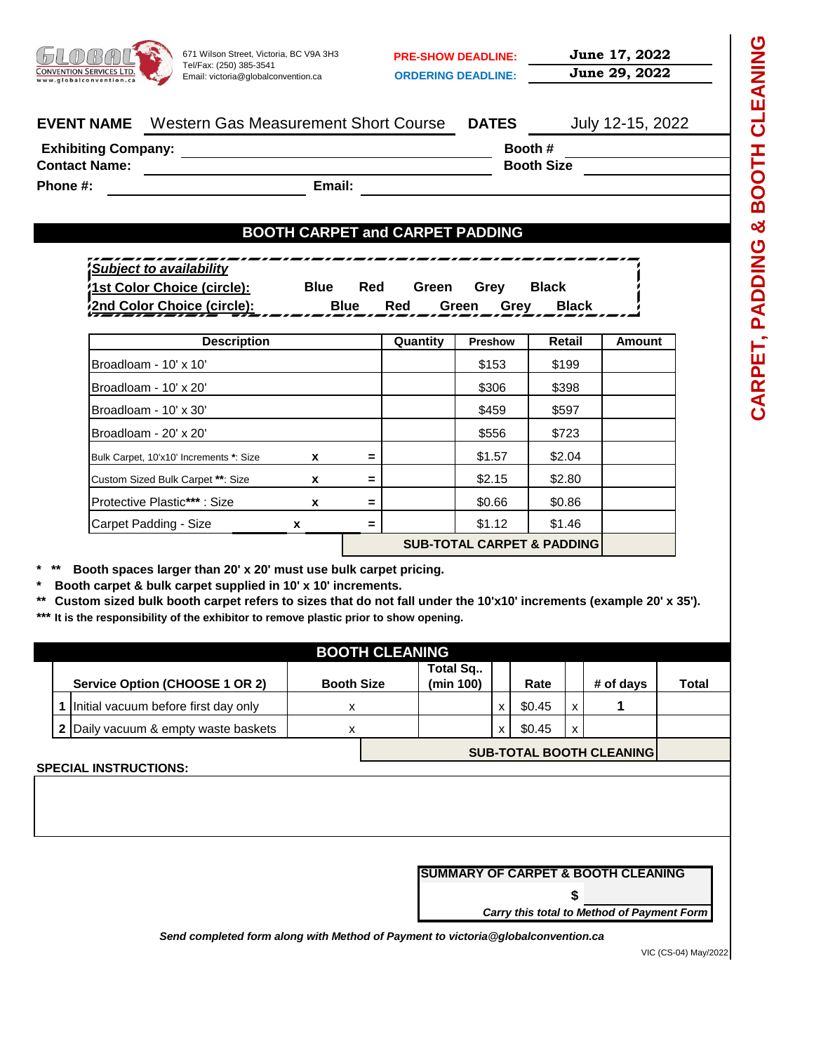**GLOBAL CONVENTION SERVICES LTD.** www.globalconvention.ca

671 Wilson Street, Victoria, BC V9A 3H3
Tel/Fax: (250) 385-3541
Email: victoria@globalconvention.ca

**PRE-SHOW DEADLINE:** June 17, 2022
**ORDERING DEADLINE:** June 29, 2022

# CARPET, PADDING & BOOTH CLEANING

**EVENT NAME** Western Gas Measurement Short Course **DATES** July 12-15, 2022

**Exhibiting Company:** ______________________ **Booth #** ______________
**Contact Name:** ______________________ **Booth Size** ______________
**Phone #:** ______________ **Email:** ______________________

## BOOTH CARPET and CARPET PADDING

***Subject to availability***
**1st Color Choice (circle):** Blue Red Green Grey Black
**2nd Color Choice (circle):** Blue Red Green Grey Black

| Description | | | Quantity | Preshow | Retail | Amount |
|---|---|---|---|---|---|---|
| Broadloam - 10' x 10' | | | | $153 | $199 | |
| Broadloam - 10' x 20' | | | | $306 | $398 | |
| Broadloam - 10' x 30' | | | | $459 | $597 | |
| Broadloam - 20' x 20' | | | | $556 | $723 | |
| Bulk Carpet, 10'x10' Increments *: Size | x | = | | $1.57 | $2.04 | |
| Custom Sized Bulk Carpet **: Size | x | = | | $2.15 | $2.80 | |
| Protective Plastic*** : Size | x | = | | $0.66 | $0.86 | |
| Carpet Padding - Size | x | = | | $1.12 | $1.46 | |
| | | | **SUB-TOTAL CARPET & PADDING** | | | |

**\* \*\* Booth spaces larger than 20' x 20' must use bulk carpet pricing.**
**\* Booth carpet & bulk carpet supplied in 10' x 10' increments.**
**\*\* Custom sized bulk booth carpet refers to sizes that do not fall under the 10'x10' increments (example 20' x 35').**
**\*\*\* It is the responsibility of the exhibitor to remove plastic prior to show opening.**

## BOOTH CLEANING

| | Service Option (CHOOSE 1 OR 2) | Booth Size | Total Sq.. (min 100) | | Rate | | # of days | Total |
|---|---|---|---|---|---|---|---|---|
| 1 | Initial vacuum before first day only | x | | x | $0.45 | x | 1 | |
| 2 | Daily vacuum & empty waste baskets | x | | x | $0.45 | x | | |
| | | | **SUB-TOTAL BOOTH CLEANING** | | | | | |

**SPECIAL INSTRUCTIONS:**

**SUMMARY OF CARPET & BOOTH CLEANING**
$
***Carry this total to Method of Payment Form***

***Send completed form along with Method of Payment to victoria@globalconvention.ca***

VIC (CS-04) May/2022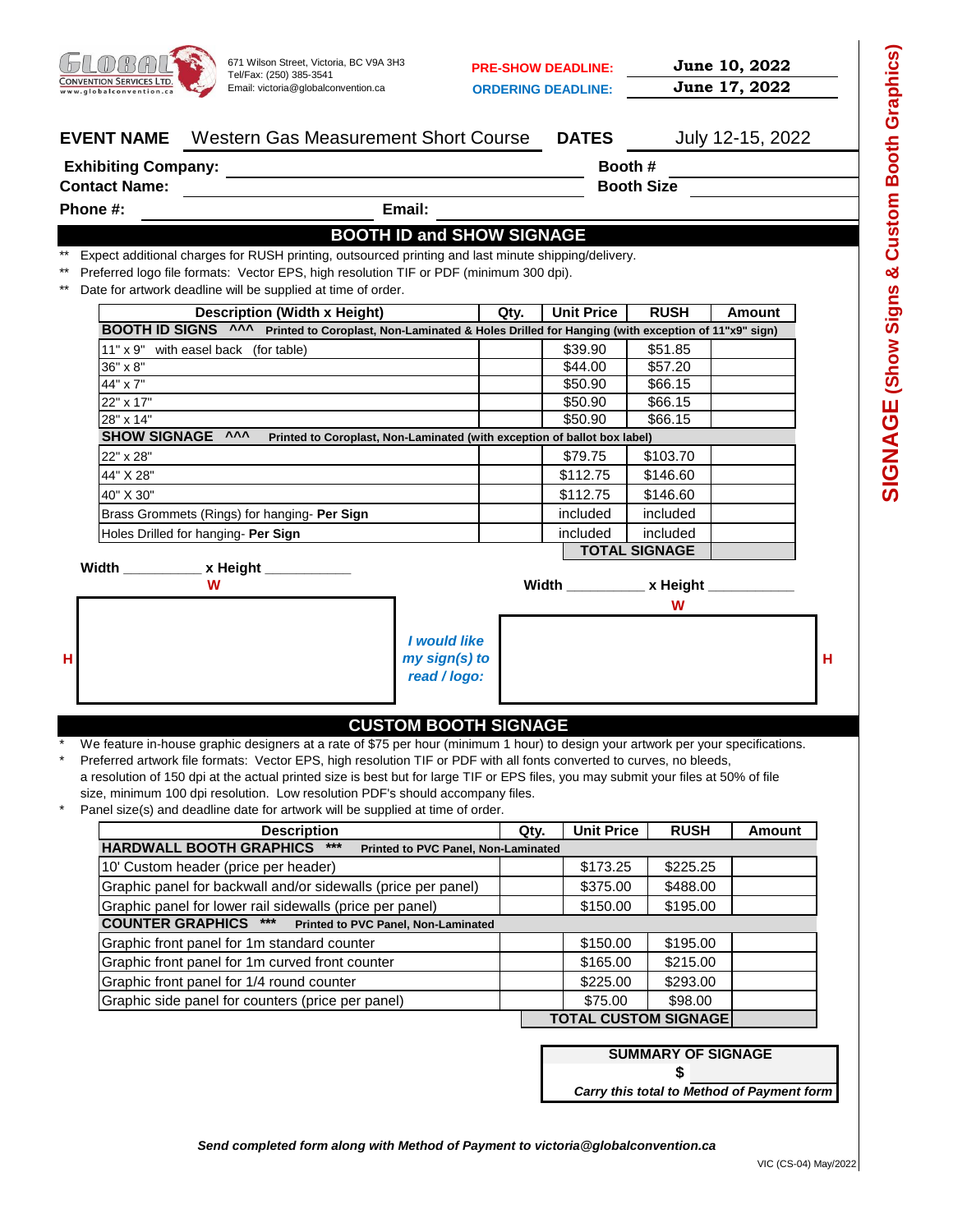GLOBAL CONVENTION SERVICES LTD. www.globalconvention.ca

671 Wilson Street, Victoria, BC V9A 3H3
Tel/Fax: (250) 385-3541
Email: victoria@globalconvention.ca

**PRE-SHOW DEADLINE:** **June 10, 2022**
**ORDERING DEADLINE:** **June 17, 2022**

**SIGNAGE (Show Signs & Custom Booth Graphics)**

**EVENT NAME** Western Gas Measurement Short Course **DATES** July 12-15, 2022

**Exhibiting Company:** ______________________ **Booth #** __________
**Contact Name:** ______________________ **Booth Size** __________
**Phone #:** ______________ **Email:** ______________________

## BOOTH ID and SHOW SIGNAGE

** Expect additional charges for RUSH printing, outsourced printing and last minute shipping/delivery.
** Preferred logo file formats: Vector EPS, high resolution TIF or PDF (minimum 300 dpi).
** Date for artwork deadline will be supplied at time of order.

| Description (Width x Height) | Qty. | Unit Price | RUSH | Amount |
|---|---|---|---|---|
| **BOOTH ID SIGNS ^^^** Printed to Coroplast, Non-Laminated & Holes Drilled for Hanging (with exception of 11"x9" sign) | | | | |
| 11" x 9" with easel back (for table) | | $39.90 | $51.85 | |
| 36" x 8" | | $44.00 | $57.20 | |
| 44" x 7" | | $50.90 | $66.15 | |
| 22" x 17" | | $50.90 | $66.15 | |
| 28" x 14" | | $50.90 | $66.15 | |
| **SHOW SIGNAGE ^^^** Printed to Coroplast, Non-Laminated (with exception of ballot box label) | | | | |
| 22" x 28" | | $79.75 | $103.70 | |
| 44" X 28" | | $112.75 | $146.60 | |
| 40" X 30" | | $112.75 | $146.60 | |
| Brass Grommets (Rings) for hanging- **Per Sign** | | included | included | |
| Holes Drilled for hanging- **Per Sign** | | included | included | |
| | | **TOTAL SIGNAGE** | | |

**Width** __________ **x Height** __________ (W / H)

*I would like my sign(s) to read / logo:*

**Width** __________ **x Height** __________ (W / H)

## CUSTOM BOOTH SIGNAGE

* We feature in-house graphic designers at a rate of $75 per hour (minimum 1 hour) to design your artwork per your specifications.
* Preferred artwork file formats: Vector EPS, high resolution TIF or PDF with all fonts converted to curves, no bleeds, a resolution of 150 dpi at the actual printed size is best but for large TIF or EPS files, you may submit your files at 50% of file size, minimum 100 dpi resolution. Low resolution PDF's should accompany files.
* Panel size(s) and deadline date for artwork will be supplied at time of order.

| Description | Qty. | Unit Price | RUSH | Amount |
|---|---|---|---|---|
| **HARDWALL BOOTH GRAPHICS \*\*\*** Printed to PVC Panel, Non-Laminated | | | | |
| 10' Custom header (price per header) | | $173.25 | $225.25 | |
| Graphic panel for backwall and/or sidewalls (price per panel) | | $375.00 | $488.00 | |
| Graphic panel for lower rail sidewalls (price per panel) | | $150.00 | $195.00 | |
| **COUNTER GRAPHICS \*\*\*** Printed to PVC Panel, Non-Laminated | | | | |
| Graphic front panel for 1m standard counter | | $150.00 | $195.00 | |
| Graphic front panel for 1m curved front counter | | $165.00 | $215.00 | |
| Graphic front panel for 1/4 round counter | | $225.00 | $293.00 | |
| Graphic side panel for counters (price per panel) | | $75.00 | $98.00 | |
| | | **TOTAL CUSTOM SIGNAGE** | | |

**SUMMARY OF SIGNAGE**
**$**
*Carry this total to Method of Payment form*

***Send completed form along with Method of Payment to victoria@globalconvention.ca***

VIC (CS-04) May/2022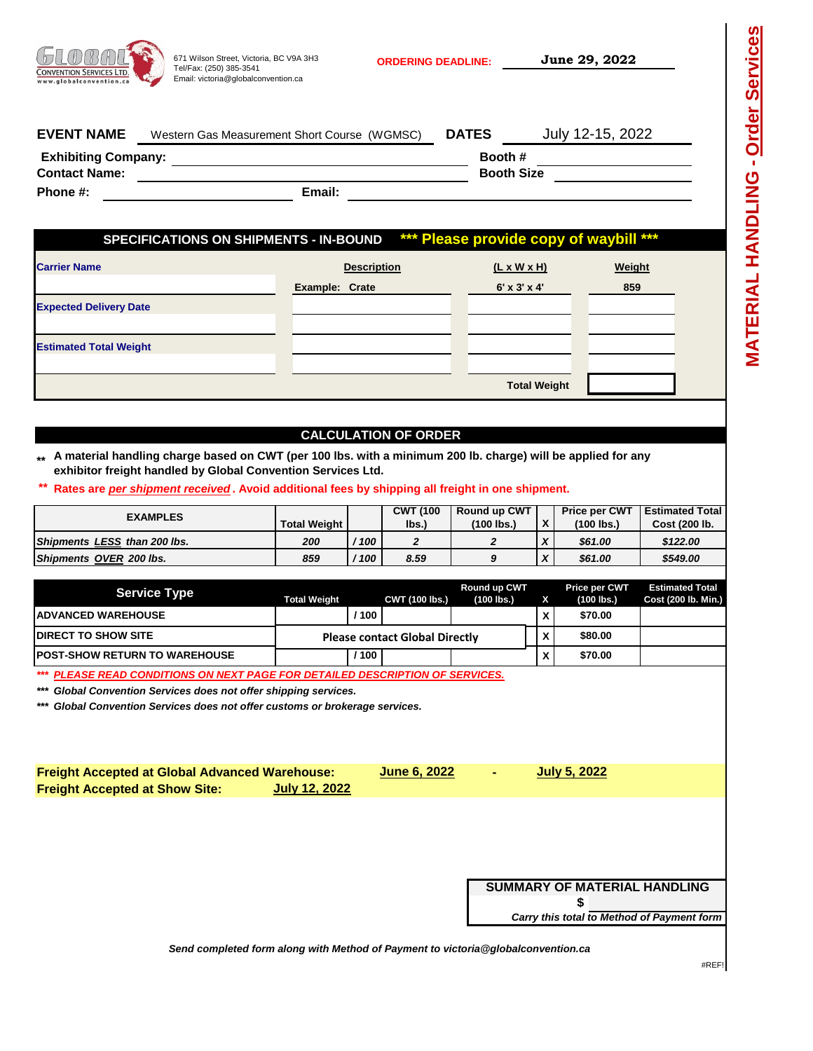GLOBAL CONVENTION SERVICES LTD.
www.globalconvention.ca

671 Wilson Street, Victoria, BC V9A 3H3
Tel/Fax: (250) 385-3541
Email: victoria@globalconvention.ca

**ORDERING DEADLINE:** **June 29, 2022**

# MATERIAL HANDLING - Order Services

**EVENT NAME** Western Gas Measurement Short Course (WGMSC) **DATES** July 12-15, 2022

**Exhibiting Company:** ____________________ **Booth #** ____________

**Contact Name:** ____________________ **Booth Size** ____________

**Phone #:** ____________ **Email:** ____________________

## SPECIFICATIONS ON SHIPMENTS - IN-BOUND *** Please provide copy of waybill ***

| Carrier Name | Description | (L x W x H) | Weight |
|---|---|---|---|
| | Example: Crate | 6' x 3' x 4' | 859 |
| Expected Delivery Date | | | |
| | | | |
| Estimated Total Weight | | | |
| | | | |
| | | Total Weight | |

## CALCULATION OF ORDER

** A material handling charge based on CWT (per 100 lbs. with a minimum 200 lb. charge) will be applied for any exhibitor freight handled by Global Convention Services Ltd.

** Rates are *per shipment received*. Avoid additional fees by shipping all freight in one shipment.

| EXAMPLES | Total Weight | | CWT (100 lbs.) | Round up CWT (100 lbs.) | X | Price per CWT (100 lbs.) | Estimated Total Cost (200 lb. |
|---|---|---|---|---|---|---|---|
| *Shipments LESS than 200 lbs.* | *200* | */ 100* | *2* | *2* | *X* | *$61.00* | *$122.00* |
| *Shipments OVER 200 lbs.* | *859* | */ 100* | *8.59* | *9* | *X* | *$61.00* | *$549.00* |

| Service Type | Total Weight | | CWT (100 lbs.) | Round up CWT (100 lbs.) | X | Price per CWT (100 lbs.) | Estimated Total Cost (200 lb. Min.) |
|---|---|---|---|---|---|---|---|
| ADVANCED WAREHOUSE | | / 100 | | | X | $70.00 | |
| DIRECT TO SHOW SITE | Please contact Global Directly | | | | X | $80.00 | |
| POST-SHOW RETURN TO WAREHOUSE | | / 100 | | | X | $70.00 | |

*** *PLEASE READ CONDITIONS ON NEXT PAGE FOR DETAILED DESCRIPTION OF SERVICES.*

*** *Global Convention Services does not offer shipping services.*

*** *Global Convention Services does not offer customs or brokerage services.*

**Freight Accepted at Global Advanced Warehouse:** **June 6, 2022** - **July 5, 2022**

**Freight Accepted at Show Site:** **July 12, 2022**

**SUMMARY OF MATERIAL HANDLING**

**$**

*Carry this total to Method of Payment form*

*Send completed form along with Method of Payment to victoria@globalconvention.ca*

#REF!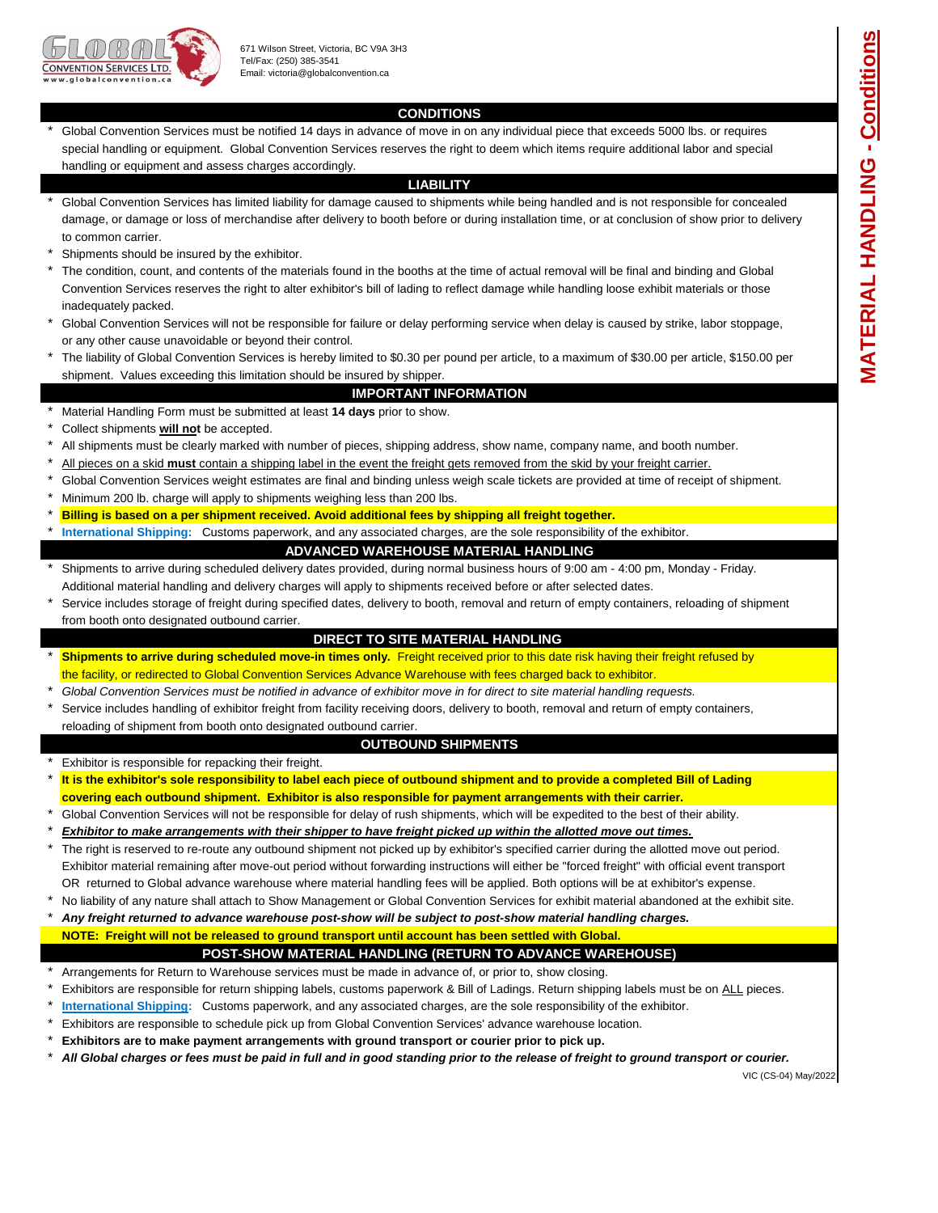GLOBAL CONVENTION SERVICES LTD.
www.globalconvention.ca

671 Wilson Street, Victoria, BC V9A 3H3
Tel/Fax: (250) 385-3541
Email: victoria@globalconvention.ca

# MATERIAL HANDLING - Conditions

## CONDITIONS

* Global Convention Services must be notified 14 days in advance of move in on any individual piece that exceeds 5000 lbs. or requires special handling or equipment. Global Convention Services reserves the right to deem which items require additional labor and special handling or equipment and assess charges accordingly.

## LIABILITY

* Global Convention Services has limited liability for damage caused to shipments while being handled and is not responsible for concealed damage, or damage or loss of merchandise after delivery to booth before or during installation time, or at conclusion of show prior to delivery to common carrier.
* Shipments should be insured by the exhibitor.
* The condition, count, and contents of the materials found in the booths at the time of actual removal will be final and binding and Global Convention Services reserves the right to alter exhibitor's bill of lading to reflect damage while handling loose exhibit materials or those inadequately packed.
* Global Convention Services will not be responsible for failure or delay performing service when delay is caused by strike, labor stoppage, or any other cause unavoidable or beyond their control.
* The liability of Global Convention Services is hereby limited to $0.30 per pound per article, to a maximum of $30.00 per article, $150.00 per shipment. Values exceeding this limitation should be insured by shipper.

## IMPORTANT INFORMATION

* Material Handling Form must be submitted at least **14 days** prior to show.
* Collect shipments **will not** be accepted.
* All shipments must be clearly marked with number of pieces, shipping address, show name, company name, and booth number.
* All pieces on a skid **must** contain a shipping label in the event the freight gets removed from the skid by your freight carrier.
* Global Convention Services weight estimates are final and binding unless weigh scale tickets are provided at time of receipt of shipment.
* Minimum 200 lb. charge will apply to shipments weighing less than 200 lbs.
* **Billing is based on a per shipment received. Avoid additional fees by shipping all freight together.**
* **International Shipping:** Customs paperwork, and any associated charges, are the sole responsibility of the exhibitor.

## ADVANCED WAREHOUSE MATERIAL HANDLING

* Shipments to arrive during scheduled delivery dates provided, during normal business hours of 9:00 am - 4:00 pm, Monday - Friday. Additional material handling and delivery charges will apply to shipments received before or after selected dates.
* Service includes storage of freight during specified dates, delivery to booth, removal and return of empty containers, reloading of shipment from booth onto designated outbound carrier.

## DIRECT TO SITE MATERIAL HANDLING

* **Shipments to arrive during scheduled move-in times only.** Freight received prior to this date risk having their freight refused by the facility, or redirected to Global Convention Services Advance Warehouse with fees charged back to exhibitor.
* *Global Convention Services must be notified in advance of exhibitor move in for direct to site material handling requests.*
* Service includes handling of exhibitor freight from facility receiving doors, delivery to booth, removal and return of empty containers, reloading of shipment from booth onto designated outbound carrier.

## OUTBOUND SHIPMENTS

* Exhibitor is responsible for repacking their freight.
* **It is the exhibitor's sole responsibility to label each piece of outbound shipment and to provide a completed Bill of Lading covering each outbound shipment. Exhibitor is also responsible for payment arrangements with their carrier.**
* Global Convention Services will not be responsible for delay of rush shipments, which will be expedited to the best of their ability.
* ***Exhibitor to make arrangements with their shipper to have freight picked up within the allotted move out times.***
* The right is reserved to re-route any outbound shipment not picked up by exhibitor's specified carrier during the allotted move out period. Exhibitor material remaining after move-out period without forwarding instructions will either be "forced freight" with official event transport OR returned to Global advance warehouse where material handling fees will be applied. Both options will be at exhibitor's expense.
* No liability of any nature shall attach to Show Management or Global Convention Services for exhibit material abandoned at the exhibit site.
* ***Any freight returned to advance warehouse post-show will be subject to post-show material handling charges.***

**NOTE: Freight will not be released to ground transport until account has been settled with Global.**

## POST-SHOW MATERIAL HANDLING (RETURN TO ADVANCE WAREHOUSE)

* Arrangements for Return to Warehouse services must be made in advance of, or prior to, show closing.
* Exhibitors are responsible for return shipping labels, customs paperwork & Bill of Ladings. Return shipping labels must be on ALL pieces.
* **International Shipping:** Customs paperwork, and any associated charges, are the sole responsibility of the exhibitor.
* Exhibitors are responsible to schedule pick up from Global Convention Services' advance warehouse location.
* **Exhibitors are to make payment arrangements with ground transport or courier prior to pick up.**
* ***All Global charges or fees must be paid in full and in good standing prior to the release of freight to ground transport or courier.***

VIC (CS-04) May/2022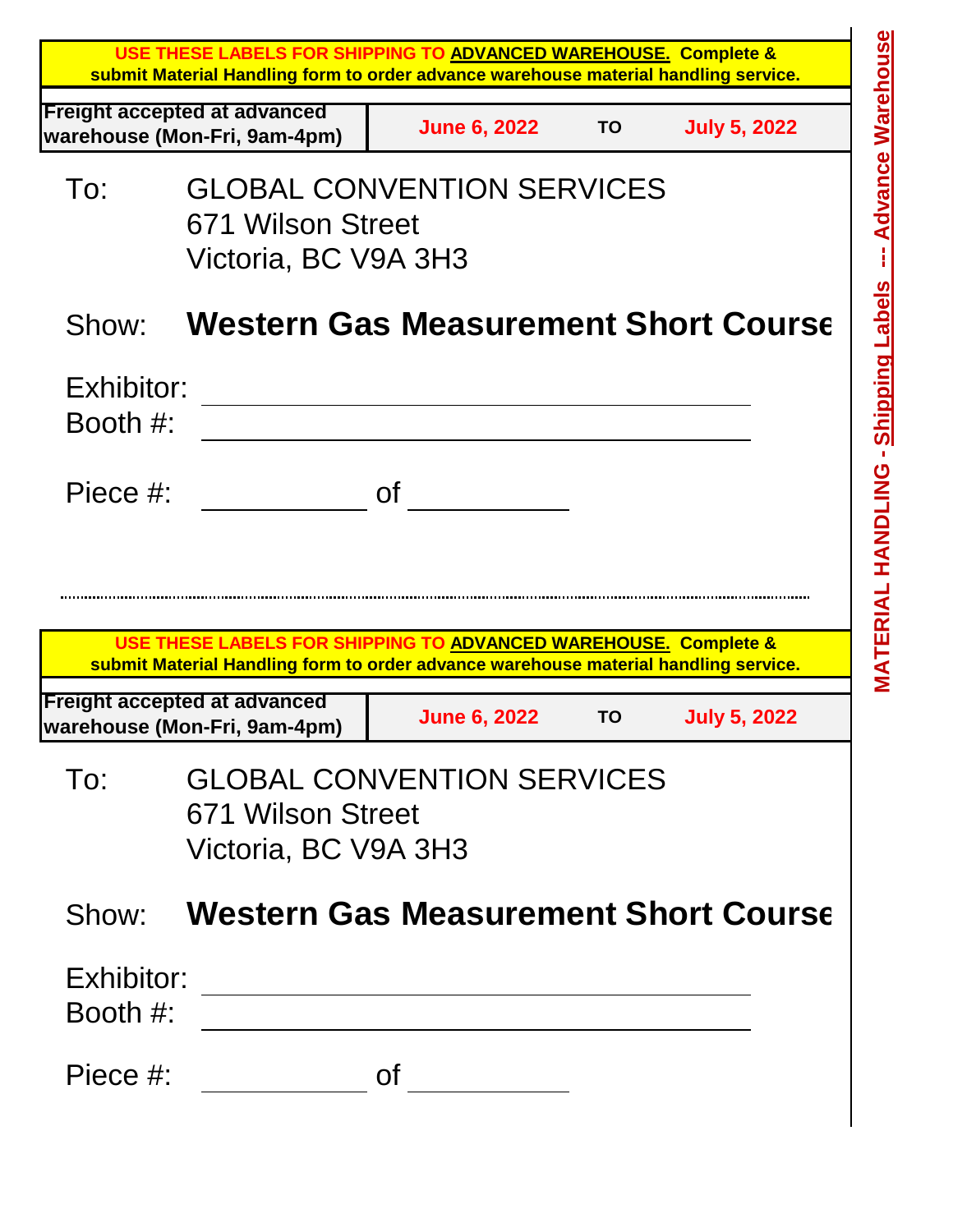**USE THESE LABELS FOR SHIPPING TO ADVANCED WAREHOUSE. Complete & submit Material Handling form to order advance warehouse material handling service.**

| Freight accepted at advanced warehouse (Mon-Fri, 9am-4pm) | June 6, 2022 | TO | July 5, 2022 |
|---|---|---|---|

To: GLOBAL CONVENTION SERVICES
671 Wilson Street
Victoria, BC V9A 3H3

Show: **Western Gas Measurement Short Course**

Exhibitor: ______________________________

Booth #: ______________________________

Piece #: __________ of __________

---

**USE THESE LABELS FOR SHIPPING TO ADVANCED WAREHOUSE. Complete & submit Material Handling form to order advance warehouse material handling service.**

| Freight accepted at advanced warehouse (Mon-Fri, 9am-4pm) | June 6, 2022 | TO | July 5, 2022 |
|---|---|---|---|

To: GLOBAL CONVENTION SERVICES
671 Wilson Street
Victoria, BC V9A 3H3

Show: **Western Gas Measurement Short Course**

Exhibitor: ______________________________

Booth #: ______________________________

Piece #: __________ of __________

**MATERIAL HANDLING - Shipping Labels --- Advance Warehouse**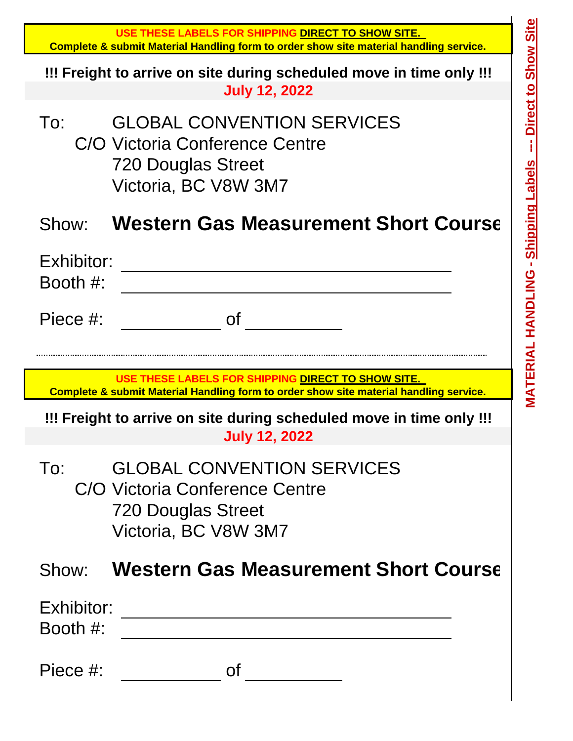**MATERIAL HANDLING - Shipping Labels --- Direct to Show Site**

**USE THESE LABELS FOR SHIPPING DIRECT TO SHOW SITE.**
**Complete & submit Material Handling form to order show site material handling service.**

**!!! Freight to arrive on site during scheduled move in time only !!!**
**July 12, 2022**

To: GLOBAL CONVENTION SERVICES
C/O Victoria Conference Centre
720 Douglas Street
Victoria, BC V8W 3M7

Show: **Western Gas Measurement Short Course**

Exhibitor: ______________________________
Booth #: ______________________________

Piece #: __________ of __________

---

**USE THESE LABELS FOR SHIPPING DIRECT TO SHOW SITE.**
**Complete & submit Material Handling form to order show site material handling service.**

**!!! Freight to arrive on site during scheduled move in time only !!!**
**July 12, 2022**

To: GLOBAL CONVENTION SERVICES
C/O Victoria Conference Centre
720 Douglas Street
Victoria, BC V8W 3M7

Show: **Western Gas Measurement Short Course**

Exhibitor: ______________________________
Booth #: ______________________________

Piece #: __________ of __________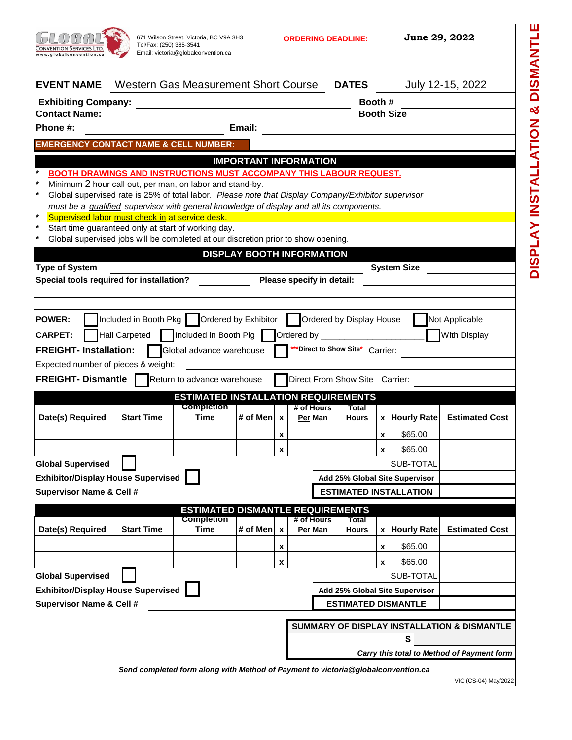GLOBAL CONVENTION SERVICES LTD.
www.globalconvention.ca

671 Wilson Street, Victoria, BC V9A 3H3
Tel/Fax: (250) 385-3541
Email: victoria@globalconvention.ca

**ORDERING DEADLINE:** **June 29, 2022**

# DISPLAY INSTALLATION & DISMANTLE

**EVENT NAME** Western Gas Measurement Short Course **DATES** July 12-15, 2022

**Exhibiting Company:** ______________________ **Booth #** __________

**Contact Name:** ______________________ **Booth Size** __________

**Phone #:** ______________ **Email:** ______________

**EMERGENCY CONTACT NAME & CELL NUMBER:** ______________

## IMPORTANT INFORMATION

- **BOOTH DRAWINGS AND INSTRUCTIONS MUST ACCOMPANY THIS LABOUR REQUEST.**
- Minimum 2 hour call out, per man, on labor and stand-by.
- Global supervised rate is 25% of total labor. *Please note that Display Company/Exhibitor supervisor must be a qualified supervisor with general knowledge of display and all its components.*
- Supervised labor must check in at service desk.
- Start time guaranteed only at start of working day.
- Global supervised jobs will be completed at our discretion prior to show opening.

## DISPLAY BOOTH INFORMATION

**Type of System** ______________ **System Size** __________

**Special tools required for installation?** __________ **Please specify in detail:** ______________

**POWER:** ☐ Included in Booth Pkg ☐ Ordered by Exhibitor ☐ Ordered by Display House ☐ Not Applicable

**CARPET:** ☐ Hall Carpeted ☐ Included in Booth Pig ☐ Ordered by __________________ ☐ With Display

**FREIGHT- Installation:** ☐ Global advance warehouse ☐ ***Direct to Show Site** Carrier: __________

Expected number of pieces & weight: ______________

**FREIGHT- Dismantle** ☐ Return to advance warehouse ☐ Direct From Show Site Carrier: __________

## ESTIMATED INSTALLATION REQUIREMENTS

| Date(s) Required | Start Time | Completion Time | # of Men | x | # of Hours Per Man | Total Hours | x | Hourly Rate | Estimated Cost |
|---|---|---|---|---|---|---|---|---|---|
| | | | | x | | | x | $65.00 | |
| | | | | x | | | x | $65.00 | |

**Global Supervised** ☐ SUB-TOTAL __________

**Exhibitor/Display House Supervised** ☐ **Add 25% Global Site Supervisor** __________

**Supervisor Name & Cell #** ______________ **ESTIMATED INSTALLATION** __________

## ESTIMATED DISMANTLE REQUIREMENTS

| Date(s) Required | Start Time | Completion Time | # of Men | x | # of Hours Per Man | Total Hours | x | Hourly Rate | Estimated Cost |
|---|---|---|---|---|---|---|---|---|---|
| | | | | x | | | x | $65.00 | |
| | | | | x | | | x | $65.00 | |

**Global Supervised** ☐ SUB-TOTAL __________

**Exhibitor/Display House Supervised** ☐ **Add 25% Global Site Supervisor** __________

**Supervisor Name & Cell #** ______________ **ESTIMATED DISMANTLE** __________

**SUMMARY OF DISPLAY INSTALLATION & DISMANTLE**

**$** __________

***Carry this total to Method of Payment form***

***Send completed form along with Method of Payment to victoria@globalconvention.ca***

VIC (CS-04) May/2022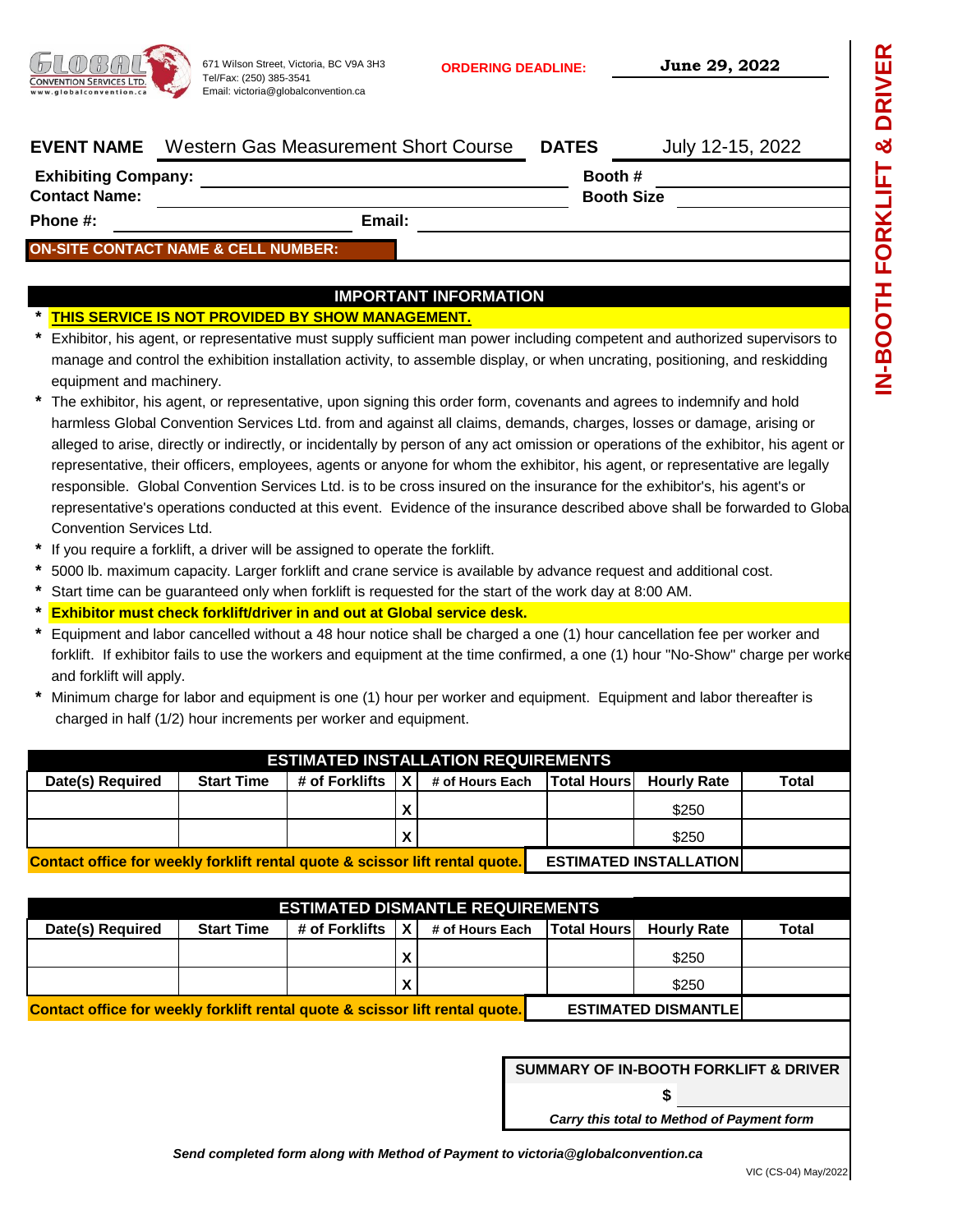# IN-BOOTH FORKLIFT & DRIVER

671 Wilson Street, Victoria, BC V9A 3H3
Tel/Fax: (250) 385-3541
Email: victoria@globalconvention.ca

**ORDERING DEADLINE:** **June 29, 2022**

**EVENT NAME** Western Gas Measurement Short Course **DATES** July 12-15, 2022

**Exhibiting Company:** ______________________ **Booth #** __________

**Contact Name:** ______________________ **Booth Size** __________

**Phone #:** ______________ **Email:** ______________________

**ON-SITE CONTACT NAME & CELL NUMBER:** ______________________

## IMPORTANT INFORMATION

* **THIS SERVICE IS NOT PROVIDED BY SHOW MANAGEMENT.**
* Exhibitor, his agent, or representative must supply sufficient man power including competent and authorized supervisors to manage and control the exhibition installation activity, to assemble display, or when uncrating, positioning, and reskidding equipment and machinery.
* The exhibitor, his agent, or representative, upon signing this order form, covenants and agrees to indemnify and hold harmless Global Convention Services Ltd. from and against all claims, demands, charges, losses or damage, arising or alleged to arise, directly or indirectly, or incidentally by person of any act omission or operations of the exhibitor, his agent or representative, their officers, employees, agents or anyone for whom the exhibitor, his agent, or representative are legally responsible. Global Convention Services Ltd. is to be cross insured on the insurance for the exhibitor's, his agent's or representative's operations conducted at this event. Evidence of the insurance described above shall be forwarded to Global Convention Services Ltd.
* If you require a forklift, a driver will be assigned to operate the forklift.
* 5000 lb. maximum capacity. Larger forklift and crane service is available by advance request and additional cost.
* Start time can be guaranteed only when forklift is requested for the start of the work day at 8:00 AM.
* **Exhibitor must check forklift/driver in and out at Global service desk.**
* Equipment and labor cancelled without a 48 hour notice shall be charged a one (1) hour cancellation fee per worker and forklift. If exhibitor fails to use the workers and equipment at the time confirmed, a one (1) hour "No-Show" charge per worker and forklift will apply.
* Minimum charge for labor and equipment is one (1) hour per worker and equipment. Equipment and labor thereafter is charged in half (1/2) hour increments per worker and equipment.

## ESTIMATED INSTALLATION REQUIREMENTS

| Date(s) Required | Start Time | # of Forklifts | X | # of Hours Each | Total Hours | Hourly Rate | Total |
|---|---|---|---|---|---|---|---|
| | | | X | | | $250 | |
| | | | X | | | $250 | |
| **Contact office for weekly forklift rental quote & scissor lift rental quote.** | | | | | **ESTIMATED INSTALLATION** | | |

## ESTIMATED DISMANTLE REQUIREMENTS

| Date(s) Required | Start Time | # of Forklifts | X | # of Hours Each | Total Hours | Hourly Rate | Total |
|---|---|---|---|---|---|---|---|
| | | | X | | | $250 | |
| | | | X | | | $250 | |
| **Contact office for weekly forklift rental quote & scissor lift rental quote.** | | | | | **ESTIMATED DISMANTLE** | | |

**SUMMARY OF IN-BOOTH FORKLIFT & DRIVER**

**$** __________

***Carry this total to Method of Payment form***

***Send completed form along with Method of Payment to victoria@globalconvention.ca***

VIC (CS-04) May/2022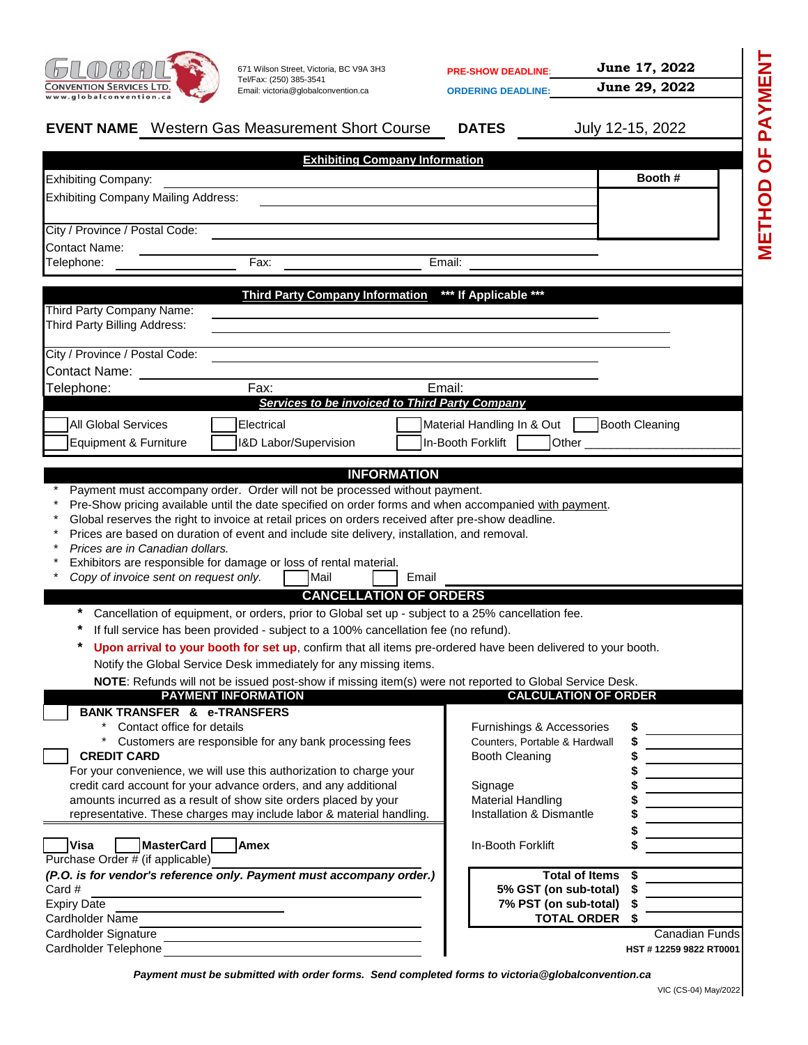GLOBAL CONVENTION SERVICES LTD.
www.globalconvention.ca

671 Wilson Street, Victoria, BC V9A 3H3
Tel/Fax: (250) 385-3541
Email: victoria@globalconvention.ca

**PRE-SHOW DEADLINE:** June 17, 2022
**ORDERING DEADLINE:** June 29, 2022

# METHOD OF PAYMENT

**EVENT NAME** Western Gas Measurement Short Course **DATES** July 12-15, 2022

## Exhibiting Company Information

Exhibiting Company: ______________________ **Booth #** ________

Exhibiting Company Mailing Address: ______________________

City / Province / Postal Code: ______________________

Contact Name: ______________________

Telephone: __________ Fax: __________ Email: __________

## Third Party Company Information *** If Applicable ***

Third Party Company Name: ______________________

Third Party Billing Address: ______________________

City / Province / Postal Code: ______________________

Contact Name: ______________________

Telephone: __________ Fax: __________ Email: __________

***Services to be invoiced to Third Party Company***

- ☐ All Global Services
- ☐ Electrical
- ☐ Material Handling In & Out
- ☐ Booth Cleaning
- ☐ Equipment & Furniture
- ☐ I&D Labor/Supervision
- ☐ In-Booth Forklift
- ☐ Other __________

## INFORMATION

* Payment must accompany order. Order will not be processed without payment.
* Pre-Show pricing available until the date specified on order forms and when accompanied with payment.
* Global reserves the right to invoice at retail prices on orders received after pre-show deadline.
* Prices are based on duration of event and include site delivery, installation, and removal.
* *Prices are in Canadian dollars.*
* Exhibitors are responsible for damage or loss of rental material.
* *Copy of invoice sent on request only.* ☐ Mail ☐ Email __________

## CANCELLATION OF ORDERS

* Cancellation of equipment, or orders, prior to Global set up - subject to a 25% cancellation fee.
* If full service has been provided - subject to a 100% cancellation fee (no refund).
* **Upon arrival to your booth for set up**, confirm that all items pre-ordered have been delivered to your booth. Notify the Global Service Desk immediately for any missing items.

**NOTE**: Refunds will not be issued post-show if missing item(s) were not reported to Global Service Desk.

## PAYMENT INFORMATION

☐ **BANK TRANSFER & e-TRANSFERS**

* Contact office for details
* Customers are responsible for any bank processing fees

☐ **CREDIT CARD**

For your convenience, we will use this authorization to charge your credit card account for your advance orders, and any additional amounts incurred as a result of show site orders placed by your representative. These charges may include labor & material handling.

☐ **Visa** ☐ **MasterCard** ☐ **Amex**

Purchase Order # (if applicable)

***(P.O. is for vendor's reference only. Payment must accompany order.)***

Card # ______________________

Expiry Date ______________________

Cardholder Name ______________________

Cardholder Signature ______________________

Cardholder Telephone ______________________

## CALCULATION OF ORDER

| | |
|---|---|
| Furnishings & Accessories | $ |
| Counters, Portable & Hardwall | $ |
| Booth Cleaning | $ |
| | $ |
| Signage | $ |
| Material Handling | $ |
| Installation & Dismantle | $ |
| | $ |
| In-Booth Forklift | $ |
| **Total of Items** | $ |
| **5% GST (on sub-total)** | $ |
| **7% PST (on sub-total)** | $ |
| **TOTAL ORDER** | $ |

Canadian Funds

**HST # 12259 9822 RT0001**

***Payment must be submitted with order forms. Send completed forms to victoria@globalconvention.ca***

VIC (CS-04) May/2022